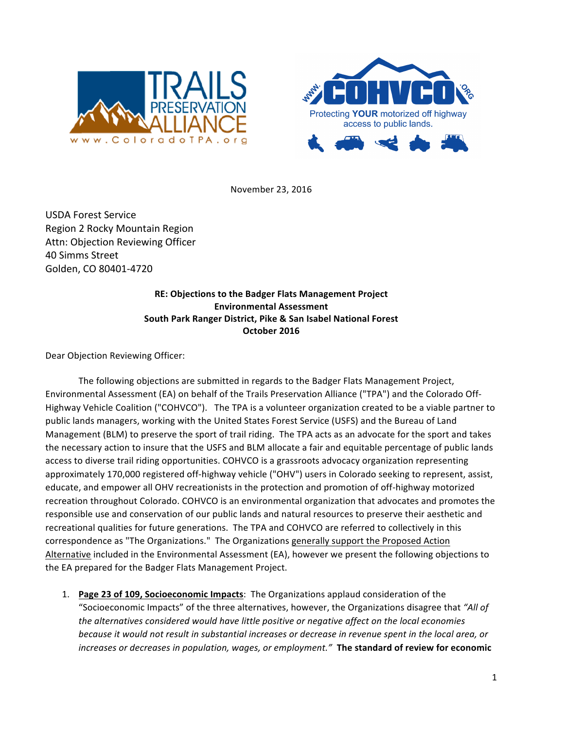November 23, 2016

USDA Forest Service
Region 2 Rocky Mountain Region
Attn: Objection Reviewing Officer
40 Simms Street
Golden, CO 80401-4720

**RE: Objections to the Badger Flats Management Project**
**Environmental Assessment**
**South Park Ranger District, Pike & San Isabel National Forest**
**October 2016**

Dear Objection Reviewing Officer:

The following objections are submitted in regards to the Badger Flats Management Project, Environmental Assessment (EA) on behalf of the Trails Preservation Alliance ("TPA") and the Colorado Off-Highway Vehicle Coalition ("COHVCO"). The TPA is a volunteer organization created to be a viable partner to public lands managers, working with the United States Forest Service (USFS) and the Bureau of Land Management (BLM) to preserve the sport of trail riding. The TPA acts as an advocate for the sport and takes the necessary action to insure that the USFS and BLM allocate a fair and equitable percentage of public lands access to diverse trail riding opportunities. COHVCO is a grassroots advocacy organization representing approximately 170,000 registered off-highway vehicle ("OHV") users in Colorado seeking to represent, assist, educate, and empower all OHV recreationists in the protection and promotion of off-highway motorized recreation throughout Colorado. COHVCO is an environmental organization that advocates and promotes the responsible use and conservation of our public lands and natural resources to preserve their aesthetic and recreational qualities for future generations. The TPA and COHVCO are referred to collectively in this correspondence as "The Organizations." The Organizations <u>generally support the Proposed Action Alternative</u> included in the Environmental Assessment (EA), however we present the following objections to the EA prepared for the Badger Flats Management Project.

1. <u>**Page 23 of 109, Socioeconomic Impacts**</u>: The Organizations applaud consideration of the "Socioeconomic Impacts" of the three alternatives, however, the Organizations disagree that *"All of the alternatives considered would have little positive or negative affect on the local economies because it would not result in substantial increases or decrease in revenue spent in the local area, or increases or decreases in population, wages, or employment."* **The standard of review for economic**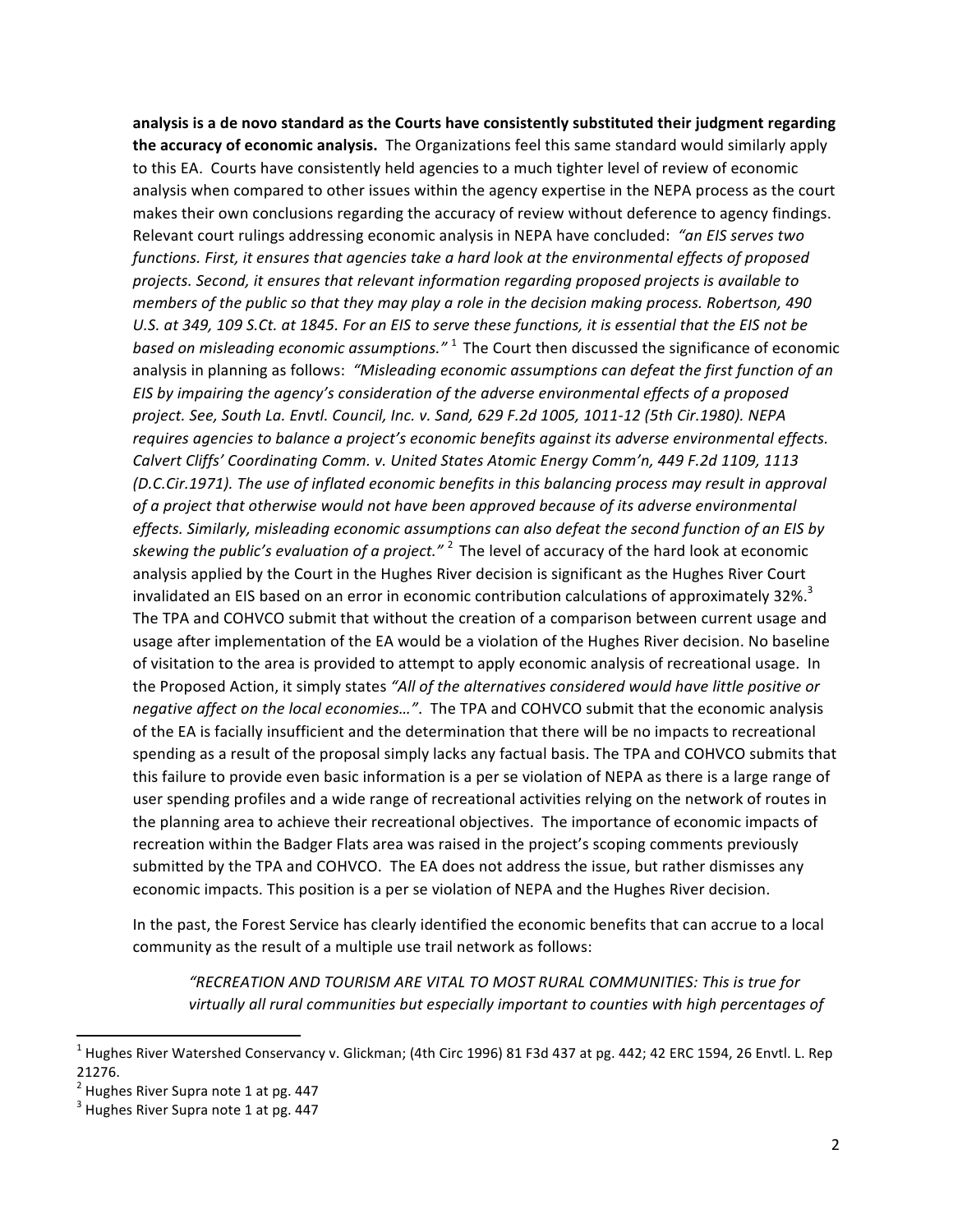**analysis is a de novo standard as the Courts have consistently substituted their judgment regarding the accuracy of economic analysis.** The Organizations feel this same standard would similarly apply to this EA. Courts have consistently held agencies to a much tighter level of review of economic analysis when compared to other issues within the agency expertise in the NEPA process as the court makes their own conclusions regarding the accuracy of review without deference to agency findings. Relevant court rulings addressing economic analysis in NEPA have concluded: *"an EIS serves two functions. First, it ensures that agencies take a hard look at the environmental effects of proposed projects. Second, it ensures that relevant information regarding proposed projects is available to members of the public so that they may play a role in the decision making process. Robertson, 490 U.S. at 349, 109 S.Ct. at 1845. For an EIS to serve these functions, it is essential that the EIS not be based on misleading economic assumptions."* [1] The Court then discussed the significance of economic analysis in planning as follows: *"Misleading economic assumptions can defeat the first function of an EIS by impairing the agency's consideration of the adverse environmental effects of a proposed project. See, South La. Envtl. Council, Inc. v. Sand, 629 F.2d 1005, 1011-12 (5th Cir.1980). NEPA requires agencies to balance a project's economic benefits against its adverse environmental effects. Calvert Cliffs' Coordinating Comm. v. United States Atomic Energy Comm'n, 449 F.2d 1109, 1113 (D.C.Cir.1971). The use of inflated economic benefits in this balancing process may result in approval of a project that otherwise would not have been approved because of its adverse environmental effects. Similarly, misleading economic assumptions can also defeat the second function of an EIS by skewing the public's evaluation of a project."* [2] The level of accuracy of the hard look at economic analysis applied by the Court in the Hughes River decision is significant as the Hughes River Court invalidated an EIS based on an error in economic contribution calculations of approximately 32%.[3] The TPA and COHVCO submit that without the creation of a comparison between current usage and usage after implementation of the EA would be a violation of the Hughes River decision. No baseline of visitation to the area is provided to attempt to apply economic analysis of recreational usage. In the Proposed Action, it simply states *"All of the alternatives considered would have little positive or negative affect on the local economies…"*. The TPA and COHVCO submit that the economic analysis of the EA is facially insufficient and the determination that there will be no impacts to recreational spending as a result of the proposal simply lacks any factual basis. The TPA and COHVCO submits that this failure to provide even basic information is a per se violation of NEPA as there is a large range of user spending profiles and a wide range of recreational activities relying on the network of routes in the planning area to achieve their recreational objectives. The importance of economic impacts of recreation within the Badger Flats area was raised in the project's scoping comments previously submitted by the TPA and COHVCO. The EA does not address the issue, but rather dismisses any economic impacts. This position is a per se violation of NEPA and the Hughes River decision.

In the past, the Forest Service has clearly identified the economic benefits that can accrue to a local community as the result of a multiple use trail network as follows:

> *"RECREATION AND TOURISM ARE VITAL TO MOST RURAL COMMUNITIES: This is true for virtually all rural communities but especially important to counties with high percentages of*

---

[1] Hughes River Watershed Conservancy v. Glickman; (4th Circ 1996) 81 F3d 437 at pg. 442; 42 ERC 1594, 26 Envtl. L. Rep 21276.

[2] Hughes River Supra note 1 at pg. 447

[3] Hughes River Supra note 1 at pg. 447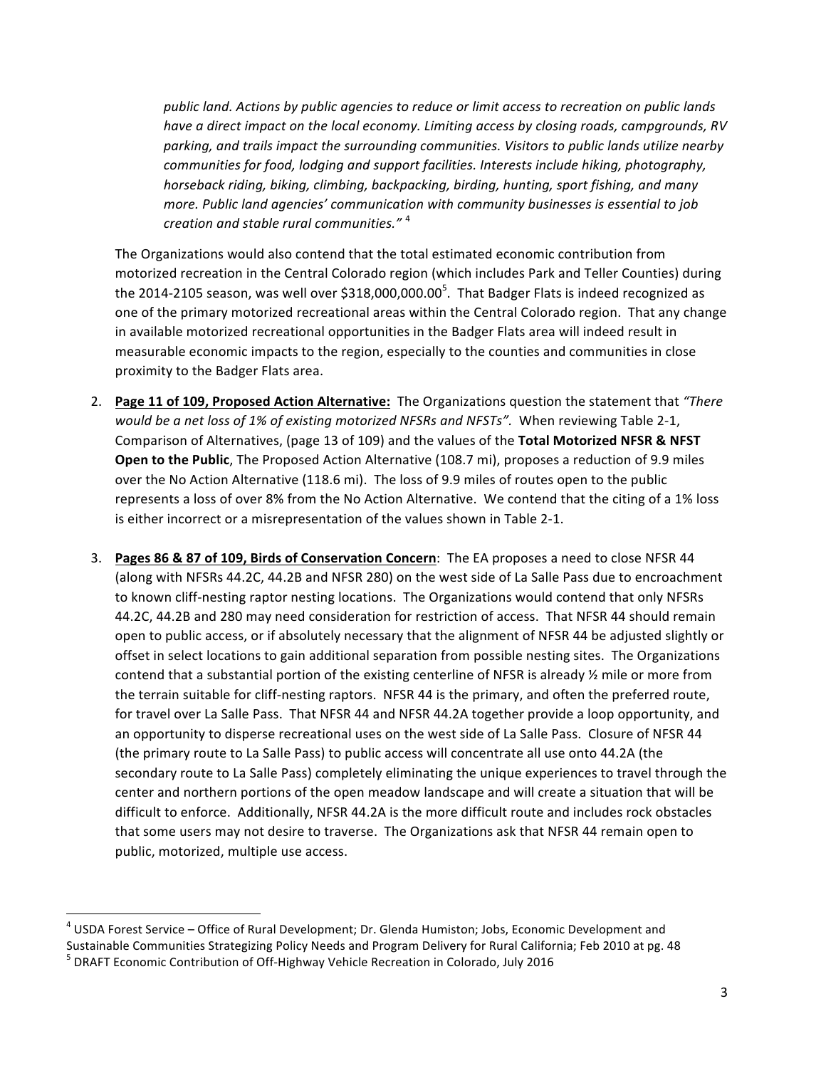*public land. Actions by public agencies to reduce or limit access to recreation on public lands have a direct impact on the local economy. Limiting access by closing roads, campgrounds, RV parking, and trails impact the surrounding communities. Visitors to public lands utilize nearby communities for food, lodging and support facilities. Interests include hiking, photography, horseback riding, biking, climbing, backpacking, birding, hunting, sport fishing, and many more. Public land agencies' communication with community businesses is essential to job creation and stable rural communities."* [4]

The Organizations would also contend that the total estimated economic contribution from motorized recreation in the Central Colorado region (which includes Park and Teller Counties) during the 2014-2105 season, was well over $318,000,000.00[5]. That Badger Flats is indeed recognized as one of the primary motorized recreational areas within the Central Colorado region. That any change in available motorized recreational opportunities in the Badger Flats area will indeed result in measurable economic impacts to the region, especially to the counties and communities in close proximity to the Badger Flats area.

2. **Page 11 of 109, Proposed Action Alternative:** The Organizations question the statement that *"There would be a net loss of 1% of existing motorized NFSRs and NFSTs".* When reviewing Table 2-1, Comparison of Alternatives, (page 13 of 109) and the values of the **Total Motorized NFSR & NFST Open to the Public**, The Proposed Action Alternative (108.7 mi), proposes a reduction of 9.9 miles over the No Action Alternative (118.6 mi). The loss of 9.9 miles of routes open to the public represents a loss of over 8% from the No Action Alternative. We contend that the citing of a 1% loss is either incorrect or a misrepresentation of the values shown in Table 2-1.

3. **Pages 86 & 87 of 109, Birds of Conservation Concern**: The EA proposes a need to close NFSR 44 (along with NFSRs 44.2C, 44.2B and NFSR 280) on the west side of La Salle Pass due to encroachment to known cliff-nesting raptor nesting locations. The Organizations would contend that only NFSRs 44.2C, 44.2B and 280 may need consideration for restriction of access. That NFSR 44 should remain open to public access, or if absolutely necessary that the alignment of NFSR 44 be adjusted slightly or offset in select locations to gain additional separation from possible nesting sites. The Organizations contend that a substantial portion of the existing centerline of NFSR is already ½ mile or more from the terrain suitable for cliff-nesting raptors. NFSR 44 is the primary, and often the preferred route, for travel over La Salle Pass. That NFSR 44 and NFSR 44.2A together provide a loop opportunity, and an opportunity to disperse recreational uses on the west side of La Salle Pass. Closure of NFSR 44 (the primary route to La Salle Pass) to public access will concentrate all use onto 44.2A (the secondary route to La Salle Pass) completely eliminating the unique experiences to travel through the center and northern portions of the open meadow landscape and will create a situation that will be difficult to enforce. Additionally, NFSR 44.2A is the more difficult route and includes rock obstacles that some users may not desire to traverse. The Organizations ask that NFSR 44 remain open to public, motorized, multiple use access.

---

[4] USDA Forest Service – Office of Rural Development; Dr. Glenda Humiston; Jobs, Economic Development and Sustainable Communities Strategizing Policy Needs and Program Delivery for Rural California; Feb 2010 at pg. 48

[5] DRAFT Economic Contribution of Off-Highway Vehicle Recreation in Colorado, July 2016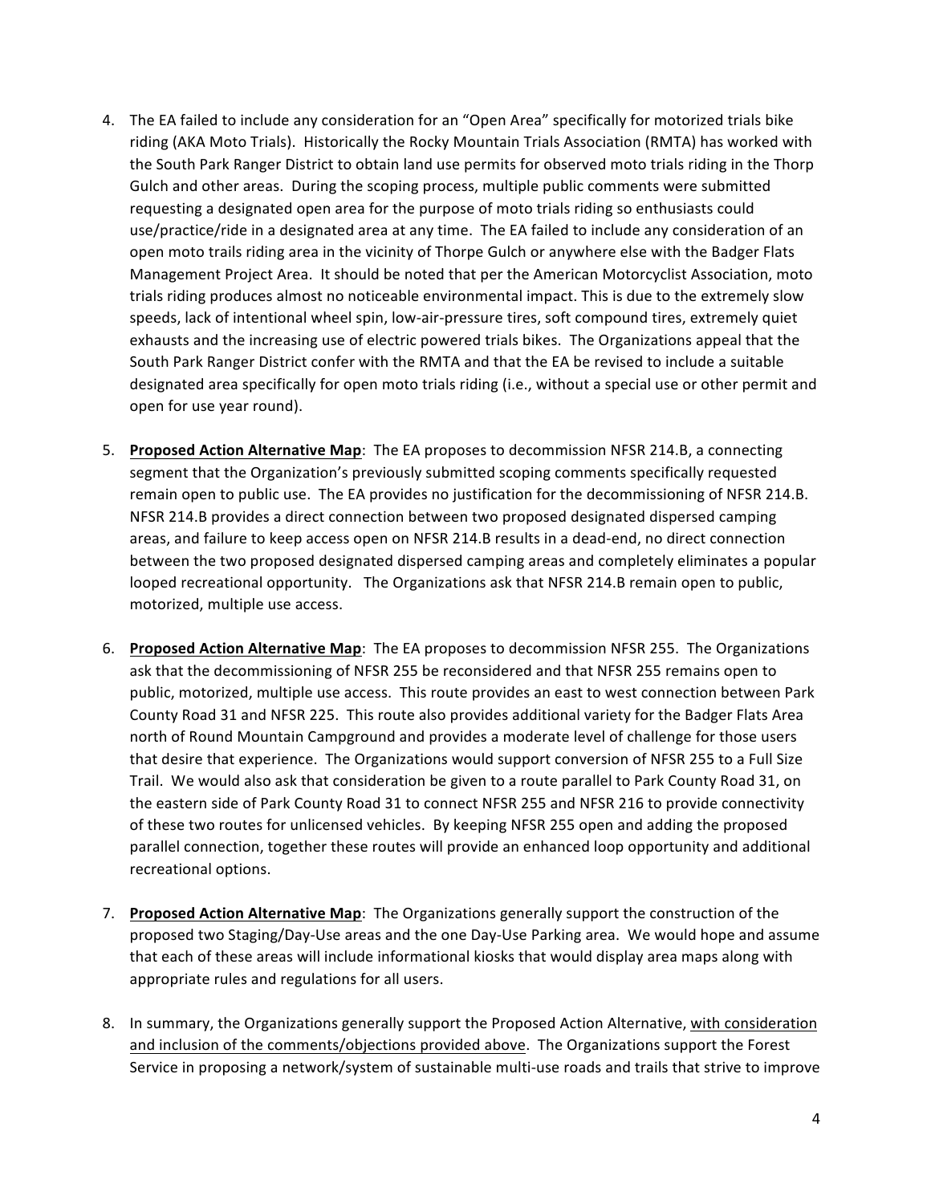4. The EA failed to include any consideration for an "Open Area" specifically for motorized trials bike riding (AKA Moto Trials). Historically the Rocky Mountain Trials Association (RMTA) has worked with the South Park Ranger District to obtain land use permits for observed moto trials riding in the Thorp Gulch and other areas. During the scoping process, multiple public comments were submitted requesting a designated open area for the purpose of moto trials riding so enthusiasts could use/practice/ride in a designated area at any time. The EA failed to include any consideration of an open moto trails riding area in the vicinity of Thorpe Gulch or anywhere else with the Badger Flats Management Project Area. It should be noted that per the American Motorcyclist Association, moto trials riding produces almost no noticeable environmental impact. This is due to the extremely slow speeds, lack of intentional wheel spin, low-air-pressure tires, soft compound tires, extremely quiet exhausts and the increasing use of electric powered trials bikes. The Organizations appeal that the South Park Ranger District confer with the RMTA and that the EA be revised to include a suitable designated area specifically for open moto trials riding (i.e., without a special use or other permit and open for use year round).

5. **Proposed Action Alternative Map**: The EA proposes to decommission NFSR 214.B, a connecting segment that the Organization's previously submitted scoping comments specifically requested remain open to public use. The EA provides no justification for the decommissioning of NFSR 214.B. NFSR 214.B provides a direct connection between two proposed designated dispersed camping areas, and failure to keep access open on NFSR 214.B results in a dead-end, no direct connection between the two proposed designated dispersed camping areas and completely eliminates a popular looped recreational opportunity. The Organizations ask that NFSR 214.B remain open to public, motorized, multiple use access.

6. **Proposed Action Alternative Map**: The EA proposes to decommission NFSR 255. The Organizations ask that the decommissioning of NFSR 255 be reconsidered and that NFSR 255 remains open to public, motorized, multiple use access. This route provides an east to west connection between Park County Road 31 and NFSR 225. This route also provides additional variety for the Badger Flats Area north of Round Mountain Campground and provides a moderate level of challenge for those users that desire that experience. The Organizations would support conversion of NFSR 255 to a Full Size Trail. We would also ask that consideration be given to a route parallel to Park County Road 31, on the eastern side of Park County Road 31 to connect NFSR 255 and NFSR 216 to provide connectivity of these two routes for unlicensed vehicles. By keeping NFSR 255 open and adding the proposed parallel connection, together these routes will provide an enhanced loop opportunity and additional recreational options.

7. **Proposed Action Alternative Map**: The Organizations generally support the construction of the proposed two Staging/Day-Use areas and the one Day-Use Parking area. We would hope and assume that each of these areas will include informational kiosks that would display area maps along with appropriate rules and regulations for all users.

8. In summary, the Organizations generally support the Proposed Action Alternative, <u>with consideration and inclusion of the comments/objections provided above</u>. The Organizations support the Forest Service in proposing a network/system of sustainable multi-use roads and trails that strive to improve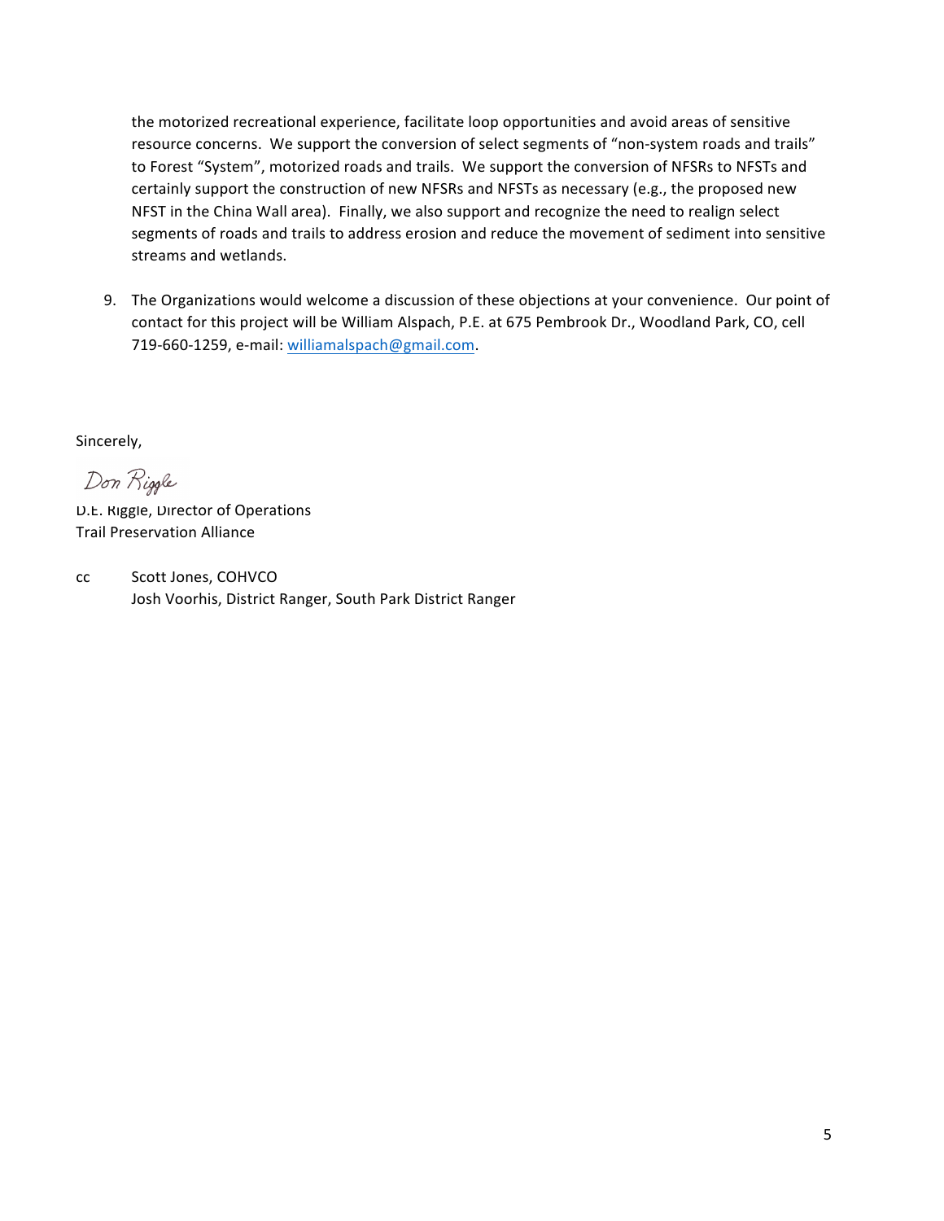the motorized recreational experience, facilitate loop opportunities and avoid areas of sensitive resource concerns. We support the conversion of select segments of "non-system roads and trails" to Forest "System", motorized roads and trails. We support the conversion of NFSRs to NFSTs and certainly support the construction of new NFSRs and NFSTs as necessary (e.g., the proposed new NFST in the China Wall area). Finally, we also support and recognize the need to realign select segments of roads and trails to address erosion and reduce the movement of sediment into sensitive streams and wetlands.

9. The Organizations would welcome a discussion of these objections at your convenience. Our point of contact for this project will be William Alspach, P.E. at 675 Pembrook Dr., Woodland Park, CO, cell 719-660-1259, e-mail: williamalspach@gmail.com.

Sincerely,

Don Riggle

D.E. Riggle, Director of Operations
Trail Preservation Alliance

cc Scott Jones, COHVCO
Josh Voorhis, District Ranger, South Park District Ranger